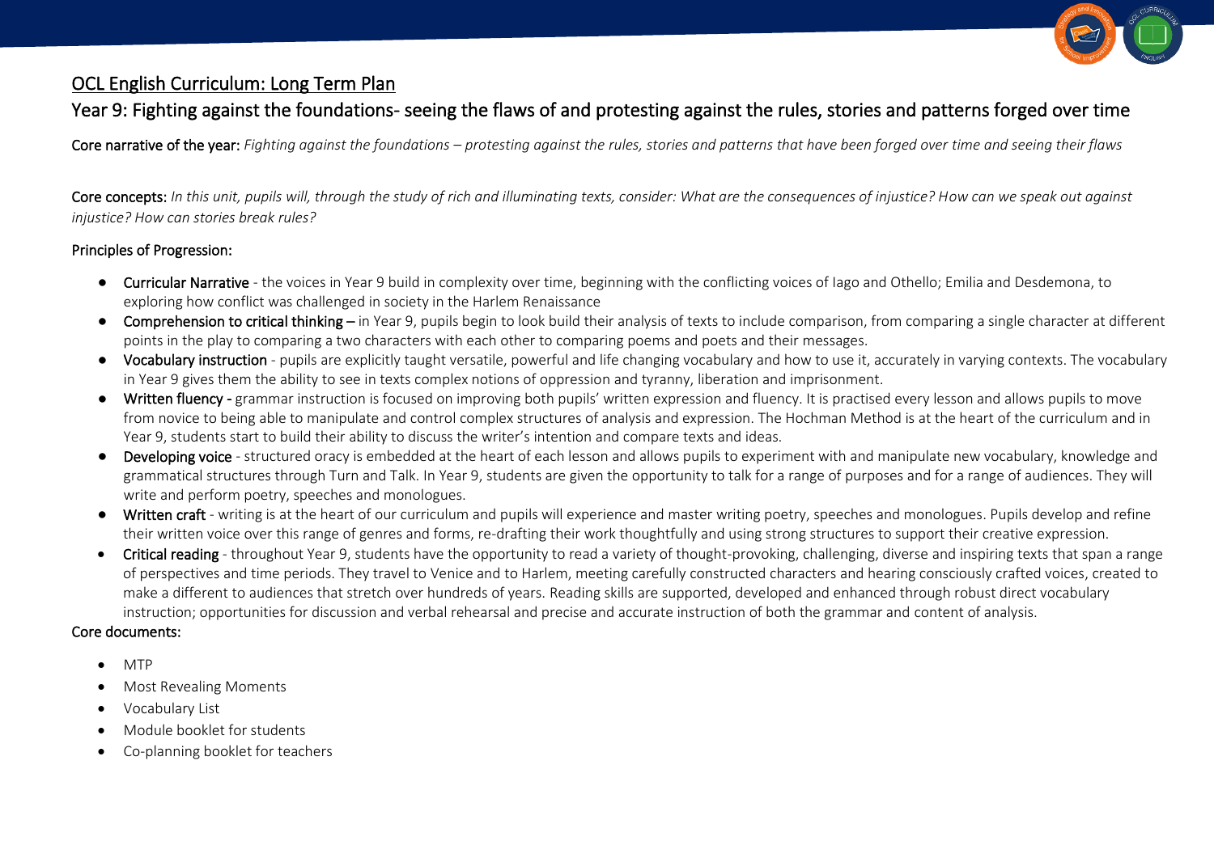# OCL English Curriculum: Long Term Plan

## Year 9: Fighting against the foundations- seeing the flaws of and protesting against the rules, stories and patterns forged over time

**Core narrative of the year:** *Fighting against the foundations – protesting against the rules, stories and patterns that have been forged over time and seeing their flaws*

**Core concepts:** *In this unit, pupils will, through the study of rich and illuminating texts, consider: What are the consequences of injustice? How can we speak out against injustice? How can stories break rules?*

**Principles of Progression:**

- **Curricular Narrative** - the voices in Year 9 build in complexity over time, beginning with the conflicting voices of Iago and Othello; Emilia and Desdemona, to exploring how conflict was challenged in society in the Harlem Renaissance
- **Comprehension to critical thinking** – in Year 9, pupils begin to look build their analysis of texts to include comparison, from comparing a single character at different points in the play to comparing a two characters with each other to comparing poems and poets and their messages.
- **Vocabulary instruction** - pupils are explicitly taught versatile, powerful and life changing vocabulary and how to use it, accurately in varying contexts. The vocabulary in Year 9 gives them the ability to see in texts complex notions of oppression and tyranny, liberation and imprisonment.
- **Written fluency** - grammar instruction is focused on improving both pupils' written expression and fluency. It is practised every lesson and allows pupils to move from novice to being able to manipulate and control complex structures of analysis and expression. The Hochman Method is at the heart of the curriculum and in Year 9, students start to build their ability to discuss the writer's intention and compare texts and ideas.
- **Developing voice** - structured oracy is embedded at the heart of each lesson and allows pupils to experiment with and manipulate new vocabulary, knowledge and grammatical structures through Turn and Talk. In Year 9, students are given the opportunity to talk for a range of purposes and for a range of audiences. They will write and perform poetry, speeches and monologues.
- **Written craft** - writing is at the heart of our curriculum and pupils will experience and master writing poetry, speeches and monologues. Pupils develop and refine their written voice over this range of genres and forms, re-drafting their work thoughtfully and using strong structures to support their creative expression.
- **Critical reading** - throughout Year 9, students have the opportunity to read a variety of thought-provoking, challenging, diverse and inspiring texts that span a range of perspectives and time periods. They travel to Venice and to Harlem, meeting carefully constructed characters and hearing consciously crafted voices, created to make a different to audiences that stretch over hundreds of years. Reading skills are supported, developed and enhanced through robust direct vocabulary instruction; opportunities for discussion and verbal rehearsal and precise and accurate instruction of both the grammar and content of analysis.

**Core documents:**

- MTP
- Most Revealing Moments
- Vocabulary List
- Module booklet for students
- Co-planning booklet for teachers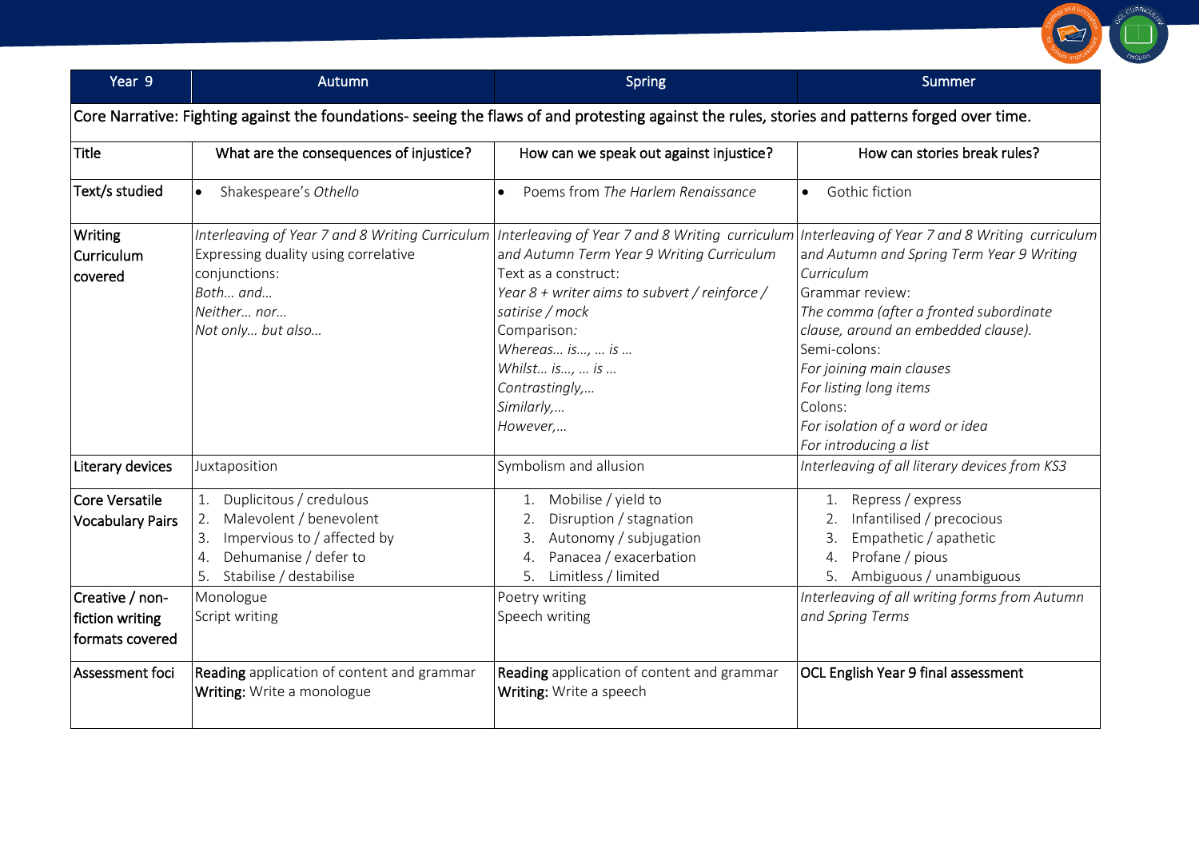| Year 9 | Autumn | Spring | Summer |
|---|---|---|---|
| Core Narrative: Fighting against the foundations- seeing the flaws of and protesting against the rules, stories and patterns forged over time. | | | |
| Title | What are the consequences of injustice? | How can we speak out against injustice? | How can stories break rules? |
| Text/s studied | • Shakespeare's *Othello* | • Poems from *The Harlem Renaissance* | • Gothic fiction |
| Writing Curriculum covered | *Interleaving of Year 7 and 8 Writing Curriculum*<br>Expressing duality using correlative conjunctions:<br>*Both… and…*<br>*Neither… nor…*<br>*Not only… but also…* | *Interleaving of Year 7 and 8 Writing curriculum and Autumn Term Year 9 Writing Curriculum*<br>Text as a construct:<br>*Year 8 + writer aims to subvert / reinforce / satirise / mock*<br>Comparison*:*<br>*Whereas… is…, … is …*<br>*Whilst… is…, … is …*<br>*Contrastingly,…*<br>*Similarly,…*<br>*However,…* | *Interleaving of Year 7 and 8 Writing curriculum and Autumn and Spring Term Year 9 Writing Curriculum*<br>Grammar review:<br>*The comma (after a fronted subordinate clause, around an embedded clause).*<br>Semi-colons:<br>*For joining main clauses*<br>*For listing long items*<br>Colons:<br>*For isolation of a word or idea*<br>*For introducing a list* |
| Literary devices | Juxtaposition | Symbolism and allusion | *Interleaving of all literary devices from KS3* |
| Core Versatile Vocabulary Pairs | 1. Duplicitous / credulous<br>2. Malevolent / benevolent<br>3. Impervious to / affected by<br>4. Dehumanise / defer to<br>5. Stabilise / destabilise | 1. Mobilise / yield to<br>2. Disruption / stagnation<br>3. Autonomy / subjugation<br>4. Panacea / exacerbation<br>5. Limitless / limited | 1. Repress / express<br>2. Infantilised / precocious<br>3. Empathetic / apathetic<br>4. Profane / pious<br>5. Ambiguous / unambiguous |
| Creative / non-fiction writing formats covered | Monologue<br>Script writing | Poetry writing<br>Speech writing | *Interleaving of all writing forms from Autumn and Spring Terms* |
| Assessment foci | **Reading** application of content and grammar<br>**Writing:** Write a monologue | **Reading** application of content and grammar<br>**Writing:** Write a speech | **OCL English Year 9 final assessment** |